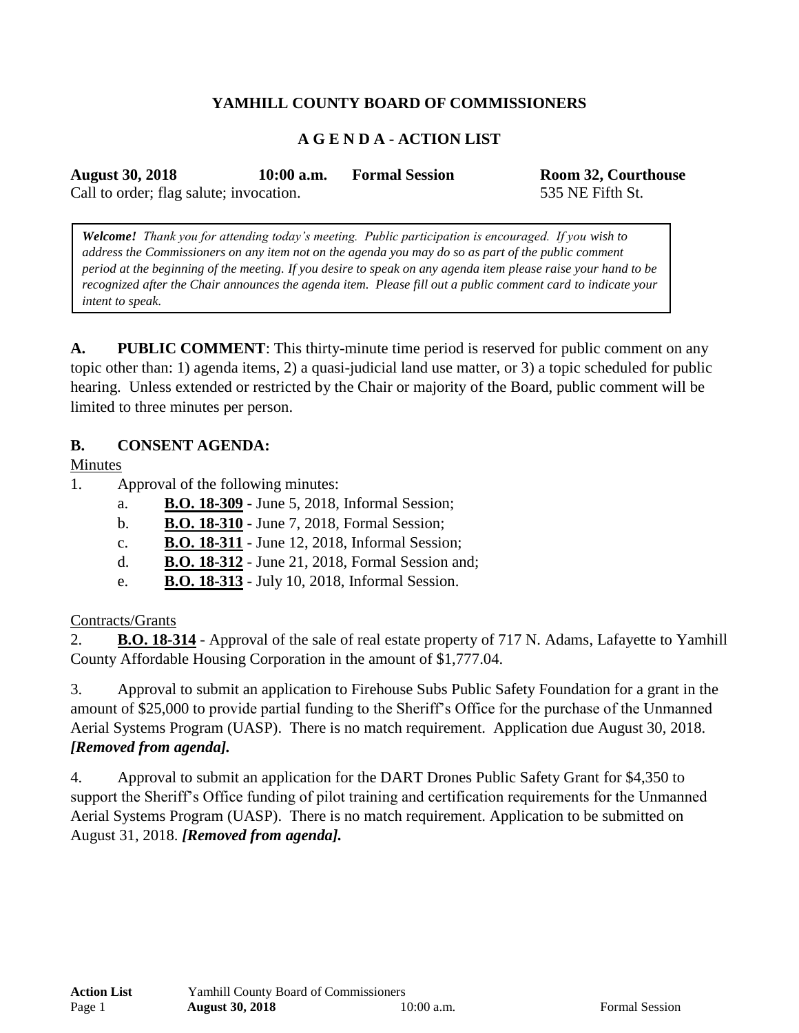# YAMHILL COUNTY BOARD OF COMMISSIONERS

## A G E N D A - ACTION LIST

**August 30, 2018** **10:00 a.m.** **Formal Session** **Room 32, Courthouse**
Call to order; flag salute; invocation. 535 NE Fifth St.

> ***Welcome!*** *Thank you for attending today's meeting. Public participation is encouraged. If you wish to address the Commissioners on any item not on the agenda you may do so as part of the public comment period at the beginning of the meeting. If you desire to speak on any agenda item please raise your hand to be recognized after the Chair announces the agenda item. Please fill out a public comment card to indicate your intent to speak.*

**A. PUBLIC COMMENT**: This thirty-minute time period is reserved for public comment on any topic other than: 1) agenda items, 2) a quasi-judicial land use matter, or 3) a topic scheduled for public hearing. Unless extended or restricted by the Chair or majority of the Board, public comment will be limited to three minutes per person.

**B. CONSENT AGENDA:**

Minutes

1. Approval of the following minutes:
   a. **B.O. 18-309** - June 5, 2018, Informal Session;
   b. **B.O. 18-310** - June 7, 2018, Formal Session;
   c. **B.O. 18-311** - June 12, 2018, Informal Session;
   d. **B.O. 18-312** - June 21, 2018, Formal Session and;
   e. **B.O. 18-313** - July 10, 2018, Informal Session.

Contracts/Grants

2. **B.O. 18-314** - Approval of the sale of real estate property of 717 N. Adams, Lafayette to Yamhill County Affordable Housing Corporation in the amount of $1,777.04.

3. Approval to submit an application to Firehouse Subs Public Safety Foundation for a grant in the amount of $25,000 to provide partial funding to the Sheriff's Office for the purchase of the Unmanned Aerial Systems Program (UASP). There is no match requirement. Application due August 30, 2018. ***[Removed from agenda].***

4. Approval to submit an application for the DART Drones Public Safety Grant for $4,350 to support the Sheriff's Office funding of pilot training and certification requirements for the Unmanned Aerial Systems Program (UASP). There is no match requirement. Application to be submitted on August 31, 2018. ***[Removed from agenda].***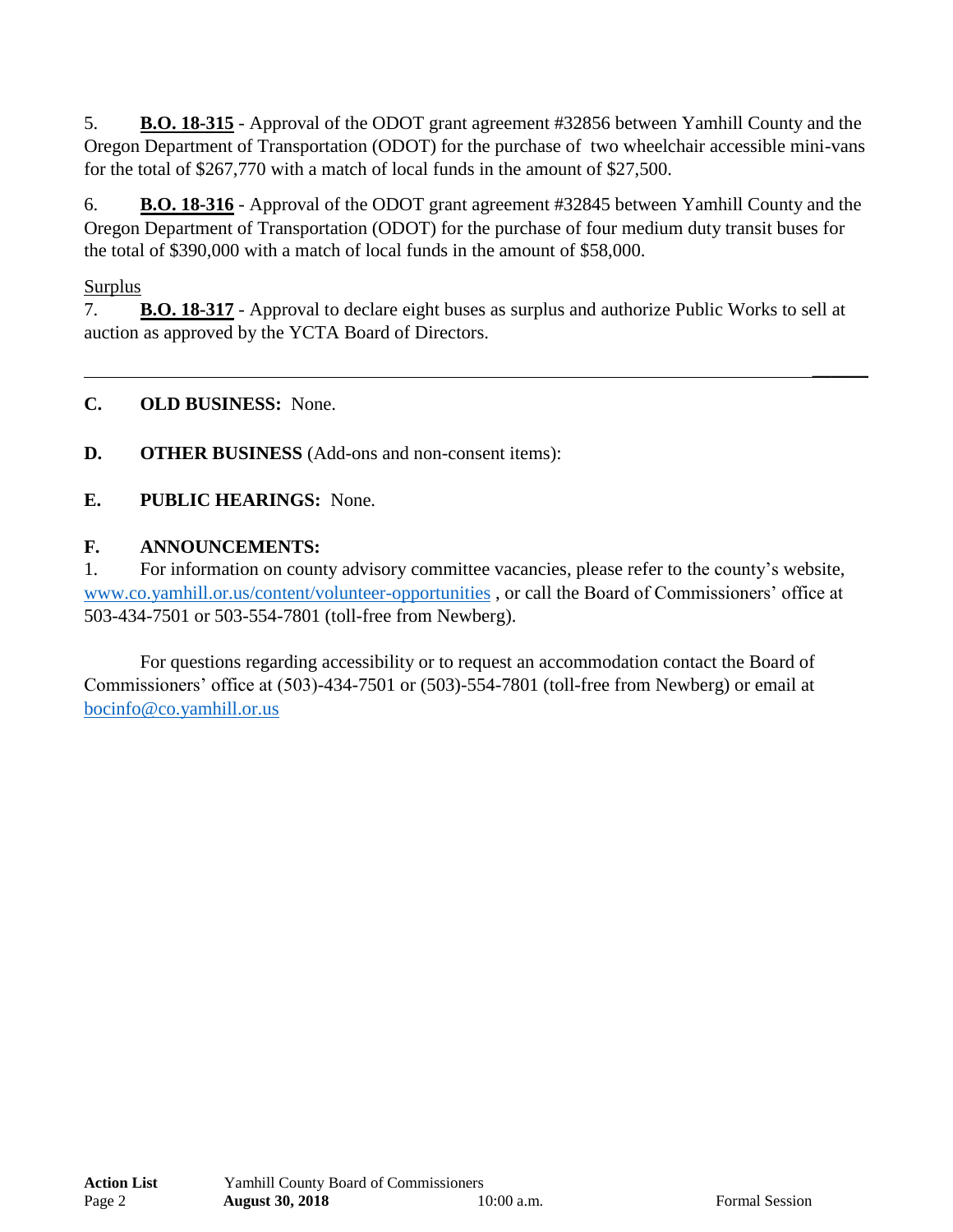5. **B.O. 18-315** - Approval of the ODOT grant agreement #32856 between Yamhill County and the Oregon Department of Transportation (ODOT) for the purchase of two wheelchair accessible mini-vans for the total of $267,770 with a match of local funds in the amount of $27,500.

6. **B.O. 18-316** - Approval of the ODOT grant agreement #32845 between Yamhill County and the Oregon Department of Transportation (ODOT) for the purchase of four medium duty transit buses for the total of $390,000 with a match of local funds in the amount of $58,000.

Surplus

7. **B.O. 18-317** - Approval to declare eight buses as surplus and authorize Public Works to sell at auction as approved by the YCTA Board of Directors.

---

**C. OLD BUSINESS:** None.

**D. OTHER BUSINESS** (Add-ons and non-consent items):

**E. PUBLIC HEARINGS:** None.

**F. ANNOUNCEMENTS:**

1. For information on county advisory committee vacancies, please refer to the county's website, www.co.yamhill.or.us/content/volunteer-opportunities , or call the Board of Commissioners' office at 503-434-7501 or 503-554-7801 (toll-free from Newberg).

For questions regarding accessibility or to request an accommodation contact the Board of Commissioners' office at (503)-434-7501 or (503)-554-7801 (toll-free from Newberg) or email at bocinfo@co.yamhill.or.us